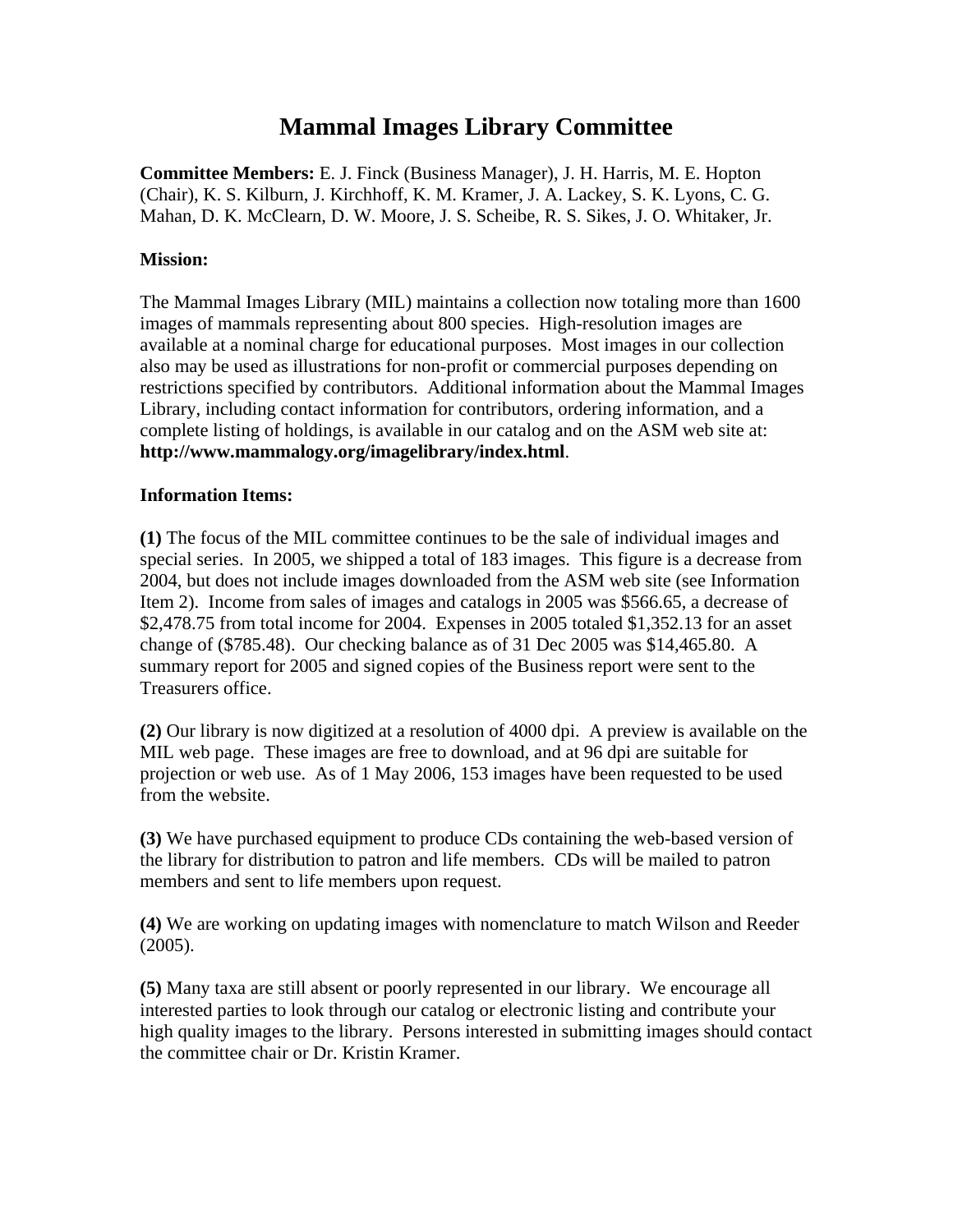# Mammal Images Library Committee

**Committee Members:** E. J. Finck (Business Manager), J. H. Harris, M. E. Hopton (Chair), K. S. Kilburn, J. Kirchhoff, K. M. Kramer, J. A. Lackey, S. K. Lyons, C. G. Mahan, D. K. McClearn, D. W. Moore, J. S. Scheibe, R. S. Sikes, J. O. Whitaker, Jr.

**Mission:**

The Mammal Images Library (MIL) maintains a collection now totaling more than 1600 images of mammals representing about 800 species. High-resolution images are available at a nominal charge for educational purposes. Most images in our collection also may be used as illustrations for non-profit or commercial purposes depending on restrictions specified by contributors. Additional information about the Mammal Images Library, including contact information for contributors, ordering information, and a complete listing of holdings, is available in our catalog and on the ASM web site at: **http://www.mammalogy.org/imagelibrary/index.html**.

**Information Items:**

**(1)** The focus of the MIL committee continues to be the sale of individual images and special series. In 2005, we shipped a total of 183 images. This figure is a decrease from 2004, but does not include images downloaded from the ASM web site (see Information Item 2). Income from sales of images and catalogs in 2005 was $566.65, a decrease of $2,478.75 from total income for 2004. Expenses in 2005 totaled $1,352.13 for an asset change of ($785.48). Our checking balance as of 31 Dec 2005 was $14,465.80. A summary report for 2005 and signed copies of the Business report were sent to the Treasurers office.

**(2)** Our library is now digitized at a resolution of 4000 dpi. A preview is available on the MIL web page. These images are free to download, and at 96 dpi are suitable for projection or web use. As of 1 May 2006, 153 images have been requested to be used from the website.

**(3)** We have purchased equipment to produce CDs containing the web-based version of the library for distribution to patron and life members. CDs will be mailed to patron members and sent to life members upon request.

**(4)** We are working on updating images with nomenclature to match Wilson and Reeder (2005).

**(5)** Many taxa are still absent or poorly represented in our library. We encourage all interested parties to look through our catalog or electronic listing and contribute your high quality images to the library. Persons interested in submitting images should contact the committee chair or Dr. Kristin Kramer.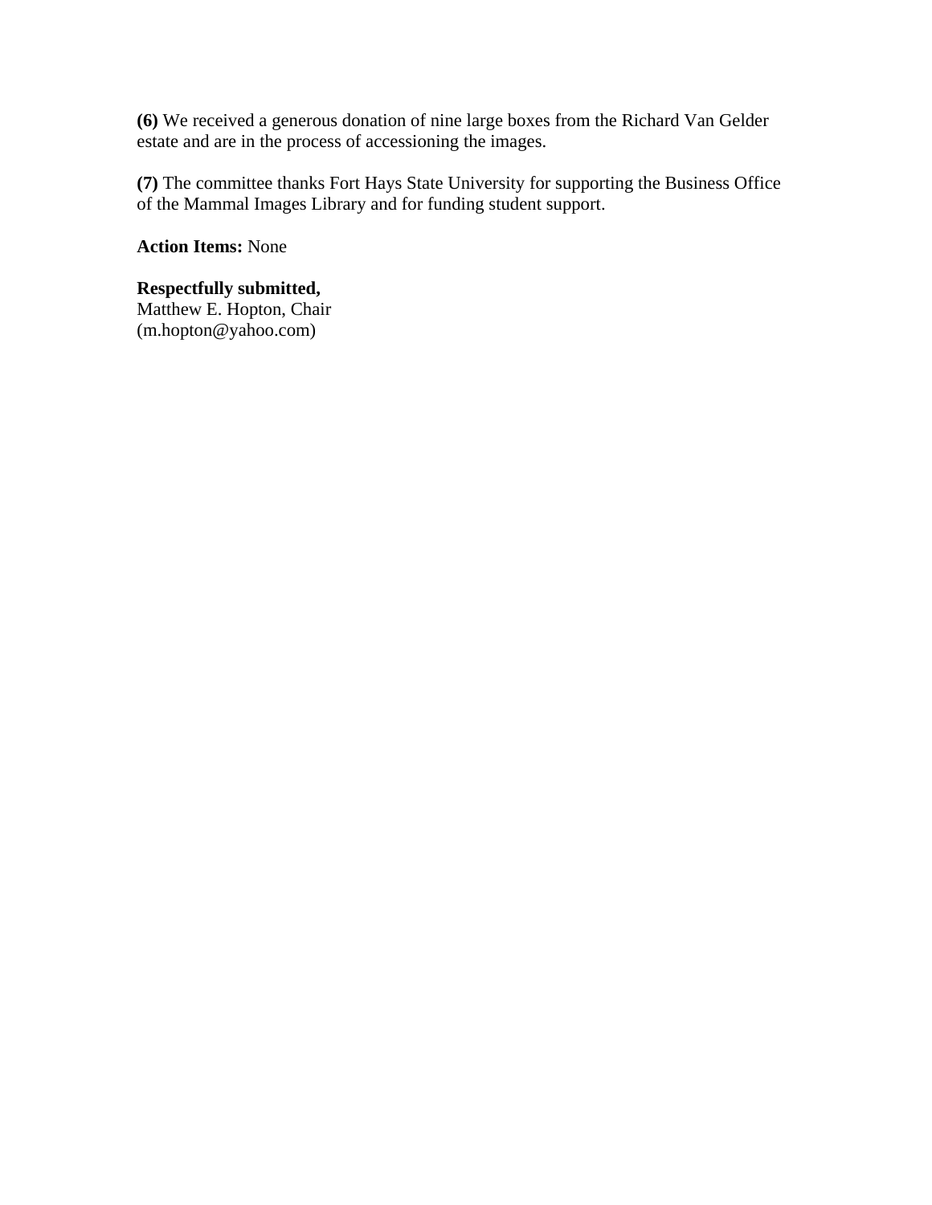**(6)** We received a generous donation of nine large boxes from the Richard Van Gelder estate and are in the process of accessioning the images.

**(7)** The committee thanks Fort Hays State University for supporting the Business Office of the Mammal Images Library and for funding student support.

**Action Items:** None

**Respectfully submitted,**
Matthew E. Hopton, Chair
(m.hopton@yahoo.com)